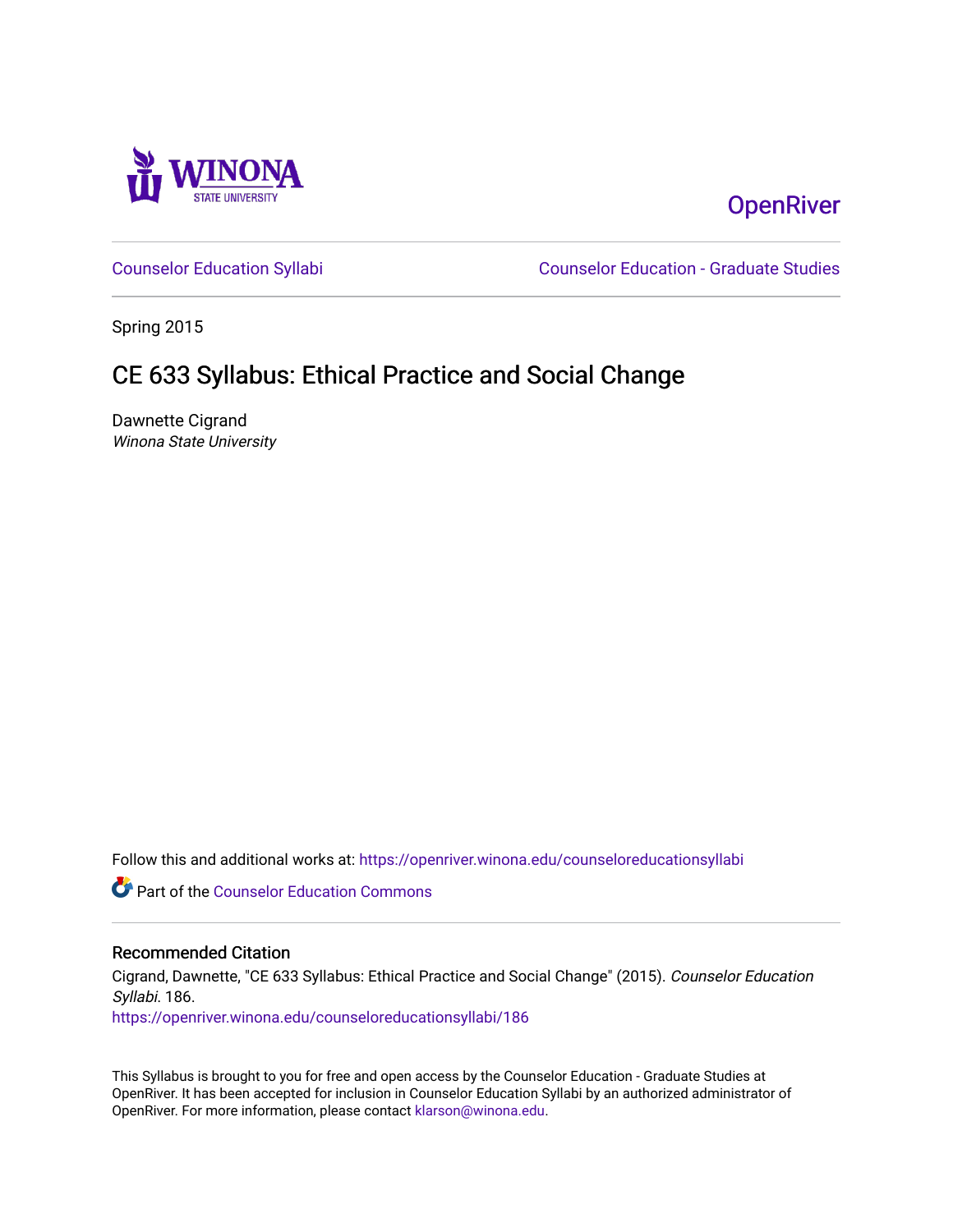Winona State University

OpenRiver

Counselor Education Syllabi

Counselor Education - Graduate Studies

Spring 2015

# CE 633 Syllabus: Ethical Practice and Social Change

Dawnette Cigrand
*Winona State University*

Follow this and additional works at: https://openriver.winona.edu/counseloreducationsyllabi

Part of the Counselor Education Commons

## Recommended Citation

Cigrand, Dawnette, "CE 633 Syllabus: Ethical Practice and Social Change" (2015). *Counselor Education Syllabi*. 186.
https://openriver.winona.edu/counseloreducationsyllabi/186

This Syllabus is brought to you for free and open access by the Counselor Education - Graduate Studies at OpenRiver. It has been accepted for inclusion in Counselor Education Syllabi by an authorized administrator of OpenRiver. For more information, please contact klarson@winona.edu.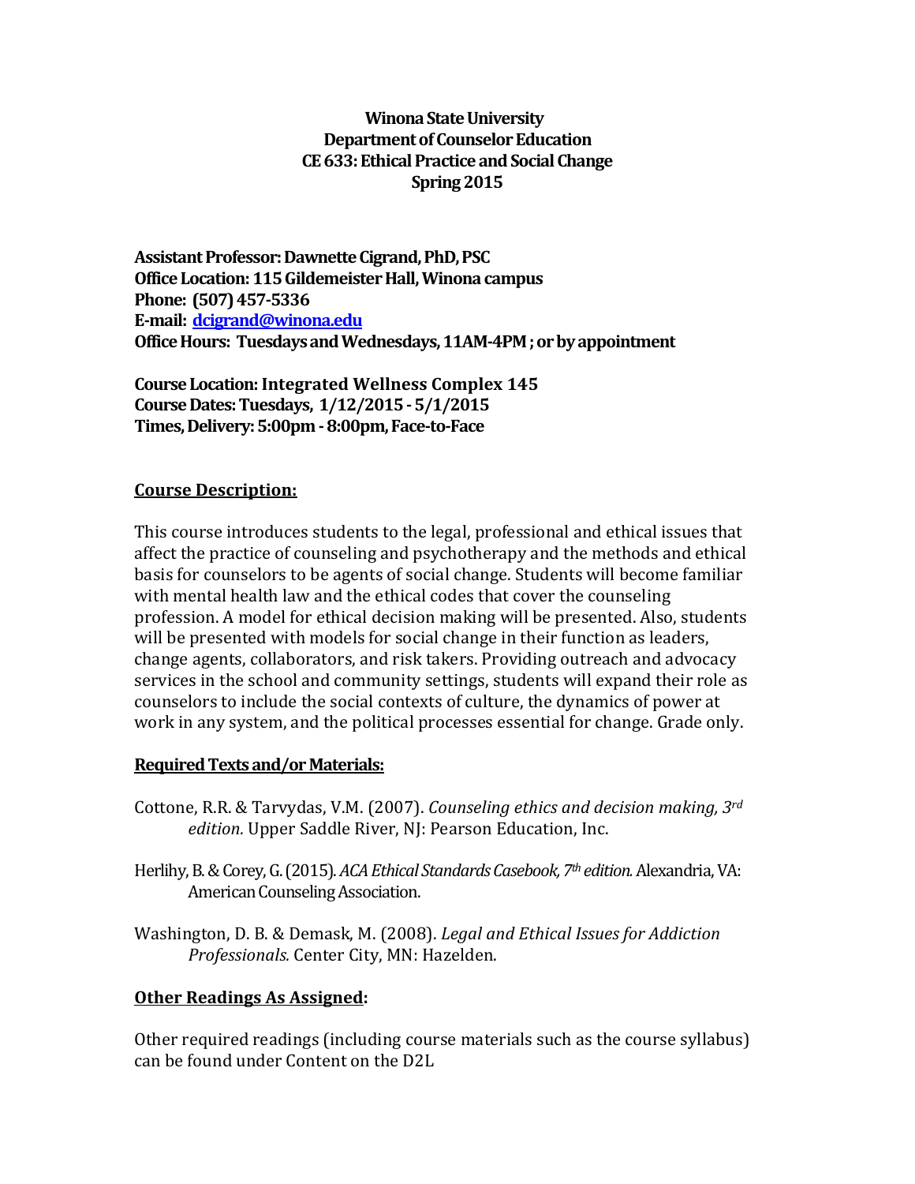**Winona State University**
**Department of Counselor Education**
**CE 633: Ethical Practice and Social Change**
**Spring 2015**

**Assistant Professor: Dawnette Cigrand, PhD, PSC**
**Office Location: 115 Gildemeister Hall, Winona campus**
**Phone: (507) 457-5336**
**E-mail: [dcigrand@winona.edu](mailto:dcigrand@winona.edu)**
**Office Hours: Tuesdays and Wednesdays, 11AM-4PM ; or by appointment**

**Course Location: Integrated Wellness Complex 145**
**Course Dates: Tuesdays, 1/12/2015 - 5/1/2015**
**Times, Delivery: 5:00pm - 8:00pm, Face-to-Face**

## Course Description:

This course introduces students to the legal, professional and ethical issues that affect the practice of counseling and psychotherapy and the methods and ethical basis for counselors to be agents of social change. Students will become familiar with mental health law and the ethical codes that cover the counseling profession. A model for ethical decision making will be presented. Also, students will be presented with models for social change in their function as leaders, change agents, collaborators, and risk takers. Providing outreach and advocacy services in the school and community settings, students will expand their role as counselors to include the social contexts of culture, the dynamics of power at work in any system, and the political processes essential for change. Grade only.

## Required Texts and/or Materials:

Cottone, R.R. & Tarvydas, V.M. (2007). *Counseling ethics and decision making, 3rd edition.* Upper Saddle River, NJ: Pearson Education, Inc.

Herlihy, B. & Corey, G. (2015). *ACA Ethical Standards Casebook, 7th edition.* Alexandria, VA: American Counseling Association.

Washington, D. B. & Demask, M. (2008). *Legal and Ethical Issues for Addiction Professionals.* Center City, MN: Hazelden.

## Other Readings As Assigned:

Other required readings (including course materials such as the course syllabus) can be found under Content on the D2L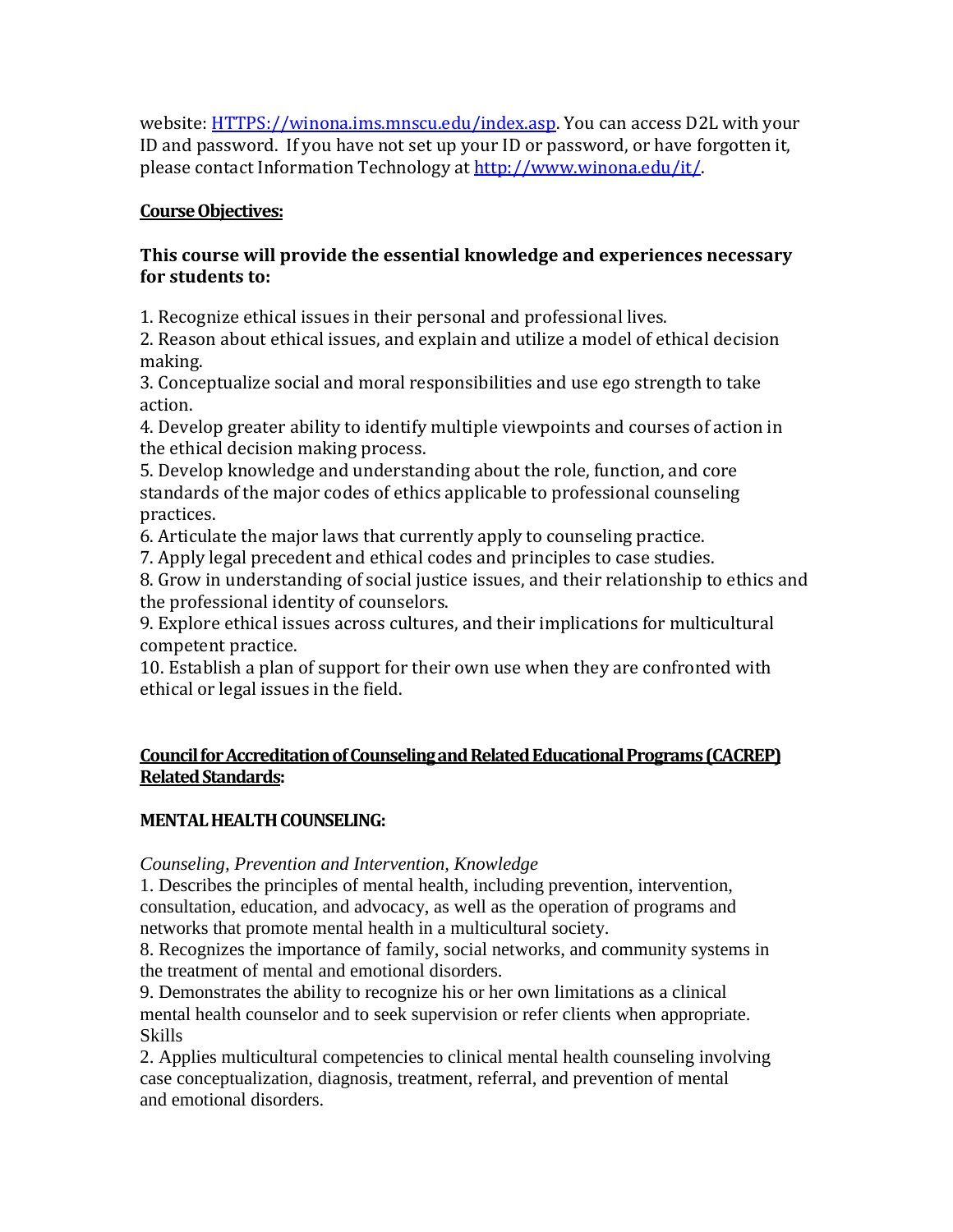website: [HTTPS://winona.ims.mnscu.edu/index.asp](HTTPS://winona.ims.mnscu.edu/index.asp). You can access D2L with your ID and password. If you have not set up your ID or password, or have forgotten it, please contact Information Technology at [http://www.winona.edu/it/](http://www.winona.edu/it/).

**<u>Course Objectives:</u>**

**This course will provide the essential knowledge and experiences necessary for students to:**

1. Recognize ethical issues in their personal and professional lives.
2. Reason about ethical issues, and explain and utilize a model of ethical decision making.
3. Conceptualize social and moral responsibilities and use ego strength to take action.
4. Develop greater ability to identify multiple viewpoints and courses of action in the ethical decision making process.
5. Develop knowledge and understanding about the role, function, and core standards of the major codes of ethics applicable to professional counseling practices.
6. Articulate the major laws that currently apply to counseling practice.
7. Apply legal precedent and ethical codes and principles to case studies.
8. Grow in understanding of social justice issues, and their relationship to ethics and the professional identity of counselors.
9. Explore ethical issues across cultures, and their implications for multicultural competent practice.
10. Establish a plan of support for their own use when they are confronted with ethical or legal issues in the field.

**<u>Council for Accreditation of Counseling and Related Educational Programs (CACREP) Related Standards</u>:**

**MENTAL HEALTH COUNSELING:**

*Counseling, Prevention and Intervention, Knowledge*

1. Describes the principles of mental health, including prevention, intervention, consultation, education, and advocacy, as well as the operation of programs and networks that promote mental health in a multicultural society.

8. Recognizes the importance of family, social networks, and community systems in the treatment of mental and emotional disorders.

9. Demonstrates the ability to recognize his or her own limitations as a clinical mental health counselor and to seek supervision or refer clients when appropriate.

Skills

2. Applies multicultural competencies to clinical mental health counseling involving case conceptualization, diagnosis, treatment, referral, and prevention of mental and emotional disorders.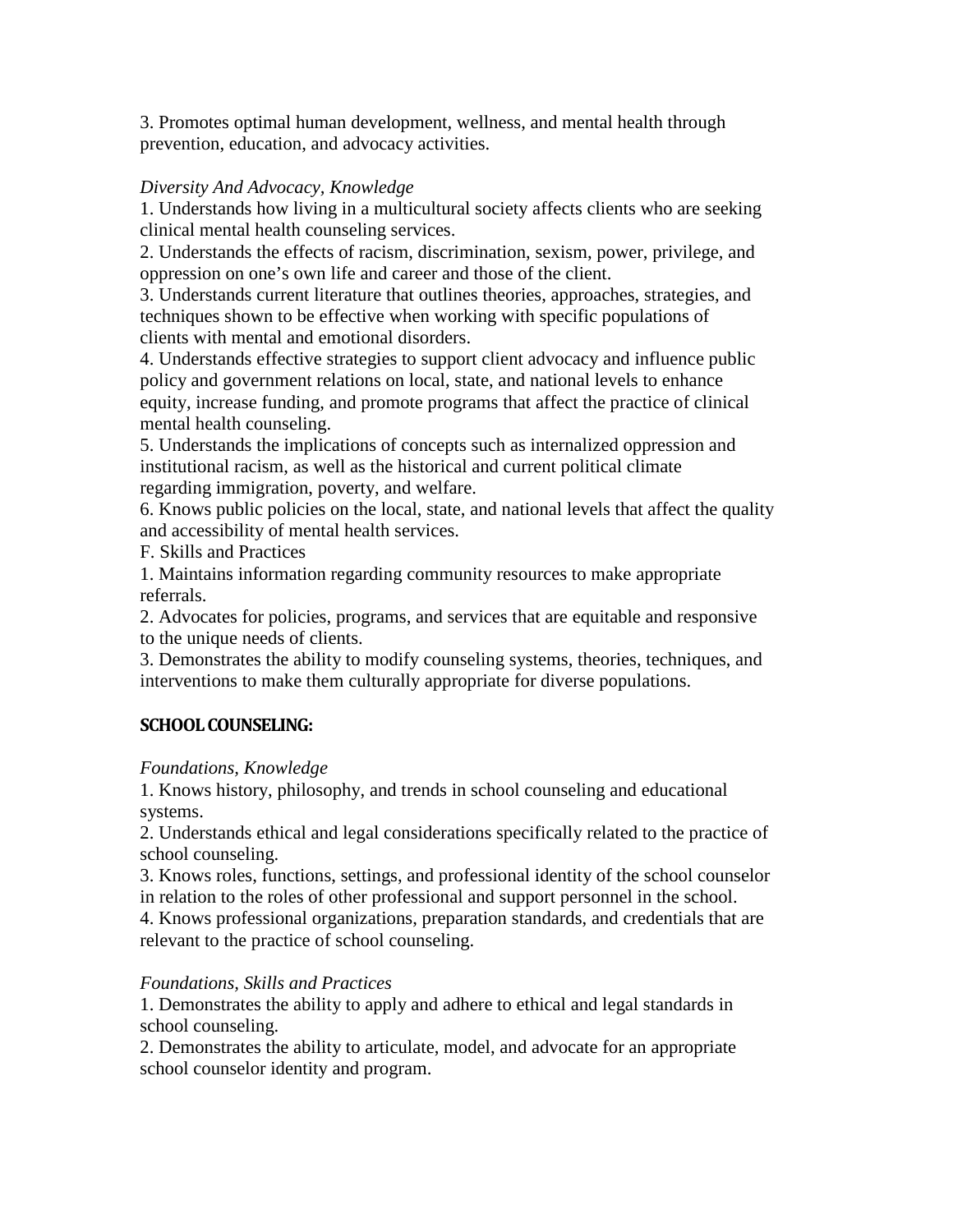3. Promotes optimal human development, wellness, and mental health through prevention, education, and advocacy activities.

*Diversity And Advocacy, Knowledge*

1. Understands how living in a multicultural society affects clients who are seeking clinical mental health counseling services.
2. Understands the effects of racism, discrimination, sexism, power, privilege, and oppression on one's own life and career and those of the client.
3. Understands current literature that outlines theories, approaches, strategies, and techniques shown to be effective when working with specific populations of clients with mental and emotional disorders.
4. Understands effective strategies to support client advocacy and influence public policy and government relations on local, state, and national levels to enhance equity, increase funding, and promote programs that affect the practice of clinical mental health counseling.
5. Understands the implications of concepts such as internalized oppression and institutional racism, as well as the historical and current political climate regarding immigration, poverty, and welfare.
6. Knows public policies on the local, state, and national levels that affect the quality and accessibility of mental health services.

F. Skills and Practices

1. Maintains information regarding community resources to make appropriate referrals.
2. Advocates for policies, programs, and services that are equitable and responsive to the unique needs of clients.
3. Demonstrates the ability to modify counseling systems, theories, techniques, and interventions to make them culturally appropriate for diverse populations.

## SCHOOL COUNSELING:

*Foundations, Knowledge*

1. Knows history, philosophy, and trends in school counseling and educational systems.
2. Understands ethical and legal considerations specifically related to the practice of school counseling.
3. Knows roles, functions, settings, and professional identity of the school counselor in relation to the roles of other professional and support personnel in the school.
4. Knows professional organizations, preparation standards, and credentials that are relevant to the practice of school counseling.

*Foundations, Skills and Practices*

1. Demonstrates the ability to apply and adhere to ethical and legal standards in school counseling.
2. Demonstrates the ability to articulate, model, and advocate for an appropriate school counselor identity and program.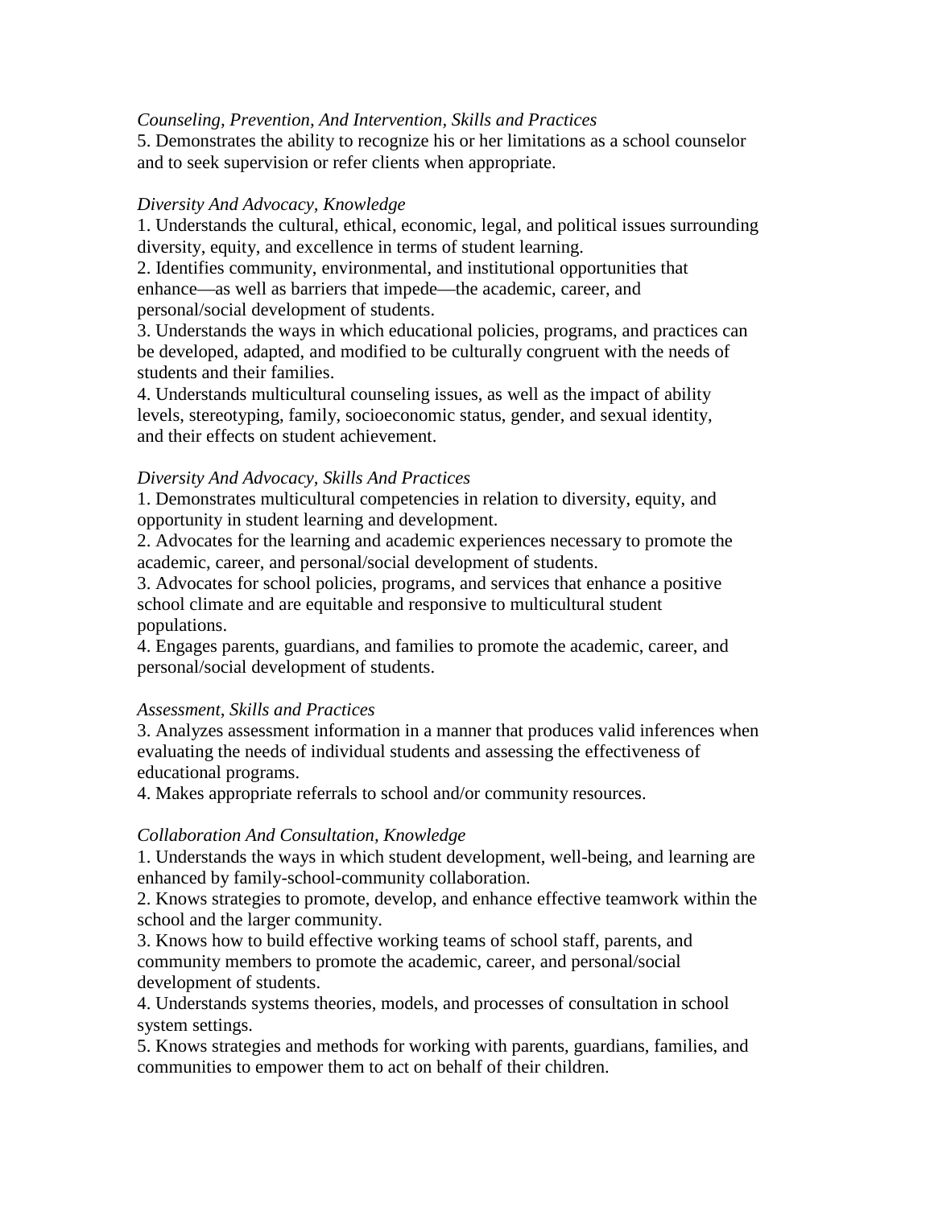*Counseling, Prevention, And Intervention, Skills and Practices*

5. Demonstrates the ability to recognize his or her limitations as a school counselor and to seek supervision or refer clients when appropriate.

*Diversity And Advocacy, Knowledge*

1. Understands the cultural, ethical, economic, legal, and political issues surrounding diversity, equity, and excellence in terms of student learning.
2. Identifies community, environmental, and institutional opportunities that enhance—as well as barriers that impede—the academic, career, and personal/social development of students.
3. Understands the ways in which educational policies, programs, and practices can be developed, adapted, and modified to be culturally congruent with the needs of students and their families.
4. Understands multicultural counseling issues, as well as the impact of ability levels, stereotyping, family, socioeconomic status, gender, and sexual identity, and their effects on student achievement.

*Diversity And Advocacy, Skills And Practices*

1. Demonstrates multicultural competencies in relation to diversity, equity, and opportunity in student learning and development.
2. Advocates for the learning and academic experiences necessary to promote the academic, career, and personal/social development of students.
3. Advocates for school policies, programs, and services that enhance a positive school climate and are equitable and responsive to multicultural student populations.
4. Engages parents, guardians, and families to promote the academic, career, and personal/social development of students.

*Assessment, Skills and Practices*

3. Analyzes assessment information in a manner that produces valid inferences when evaluating the needs of individual students and assessing the effectiveness of educational programs.
4. Makes appropriate referrals to school and/or community resources.

*Collaboration And Consultation, Knowledge*

1. Understands the ways in which student development, well-being, and learning are enhanced by family-school-community collaboration.
2. Knows strategies to promote, develop, and enhance effective teamwork within the school and the larger community.
3. Knows how to build effective working teams of school staff, parents, and community members to promote the academic, career, and personal/social development of students.
4. Understands systems theories, models, and processes of consultation in school system settings.
5. Knows strategies and methods for working with parents, guardians, families, and communities to empower them to act on behalf of their children.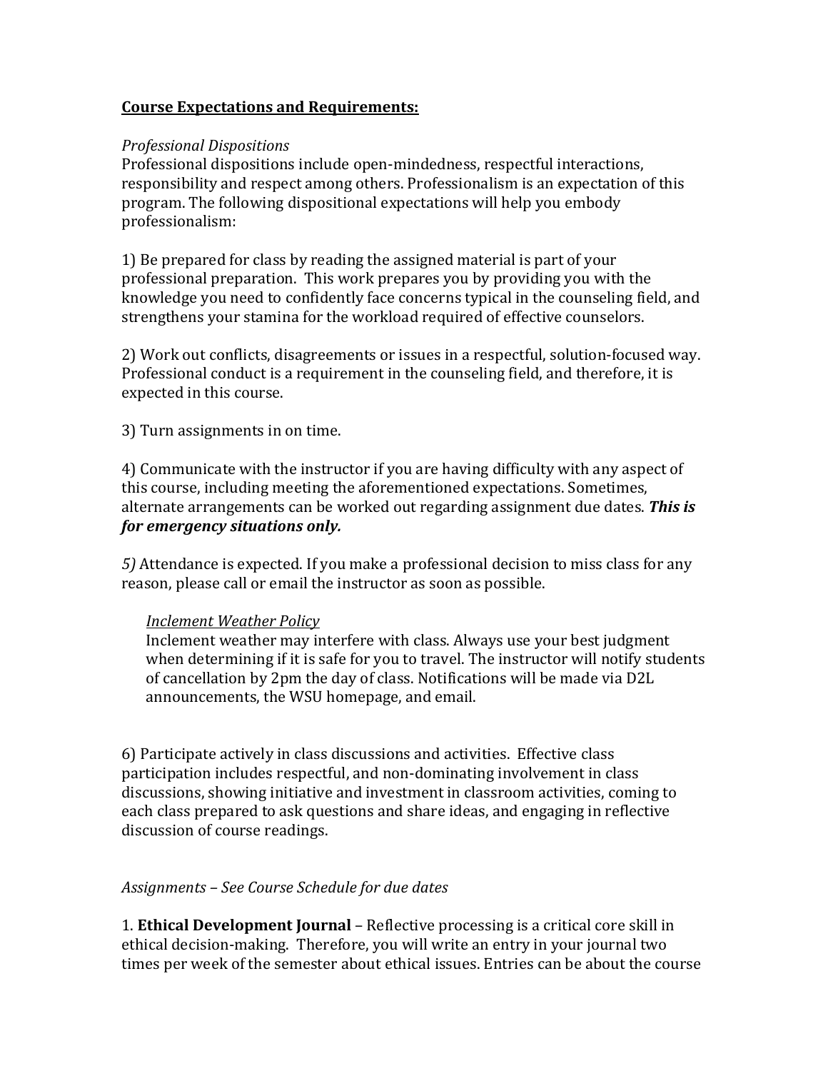**<u>Course Expectations and Requirements:</u>**

*Professional Dispositions*

Professional dispositions include open-mindedness, respectful interactions, responsibility and respect among others. Professionalism is an expectation of this program. The following dispositional expectations will help you embody professionalism:

1) Be prepared for class by reading the assigned material is part of your professional preparation. This work prepares you by providing you with the knowledge you need to confidently face concerns typical in the counseling field, and strengthens your stamina for the workload required of effective counselors.

2) Work out conflicts, disagreements or issues in a respectful, solution-focused way. Professional conduct is a requirement in the counseling field, and therefore, it is expected in this course.

3) Turn assignments in on time.

4) Communicate with the instructor if you are having difficulty with any aspect of this course, including meeting the aforementioned expectations. Sometimes, alternate arrangements can be worked out regarding assignment due dates. ***This is for emergency situations only.***

*5)* Attendance is expected. If you make a professional decision to miss class for any reason, please call or email the instructor as soon as possible.

> *<u>Inclement Weather Policy</u>*
>
> Inclement weather may interfere with class. Always use your best judgment when determining if it is safe for you to travel. The instructor will notify students of cancellation by 2pm the day of class. Notifications will be made via D2L announcements, the WSU homepage, and email.

6) Participate actively in class discussions and activities. Effective class participation includes respectful, and non-dominating involvement in class discussions, showing initiative and investment in classroom activities, coming to each class prepared to ask questions and share ideas, and engaging in reflective discussion of course readings.

*Assignments – See Course Schedule for due dates*

1. **Ethical Development Journal** – Reflective processing is a critical core skill in ethical decision-making. Therefore, you will write an entry in your journal two times per week of the semester about ethical issues. Entries can be about the course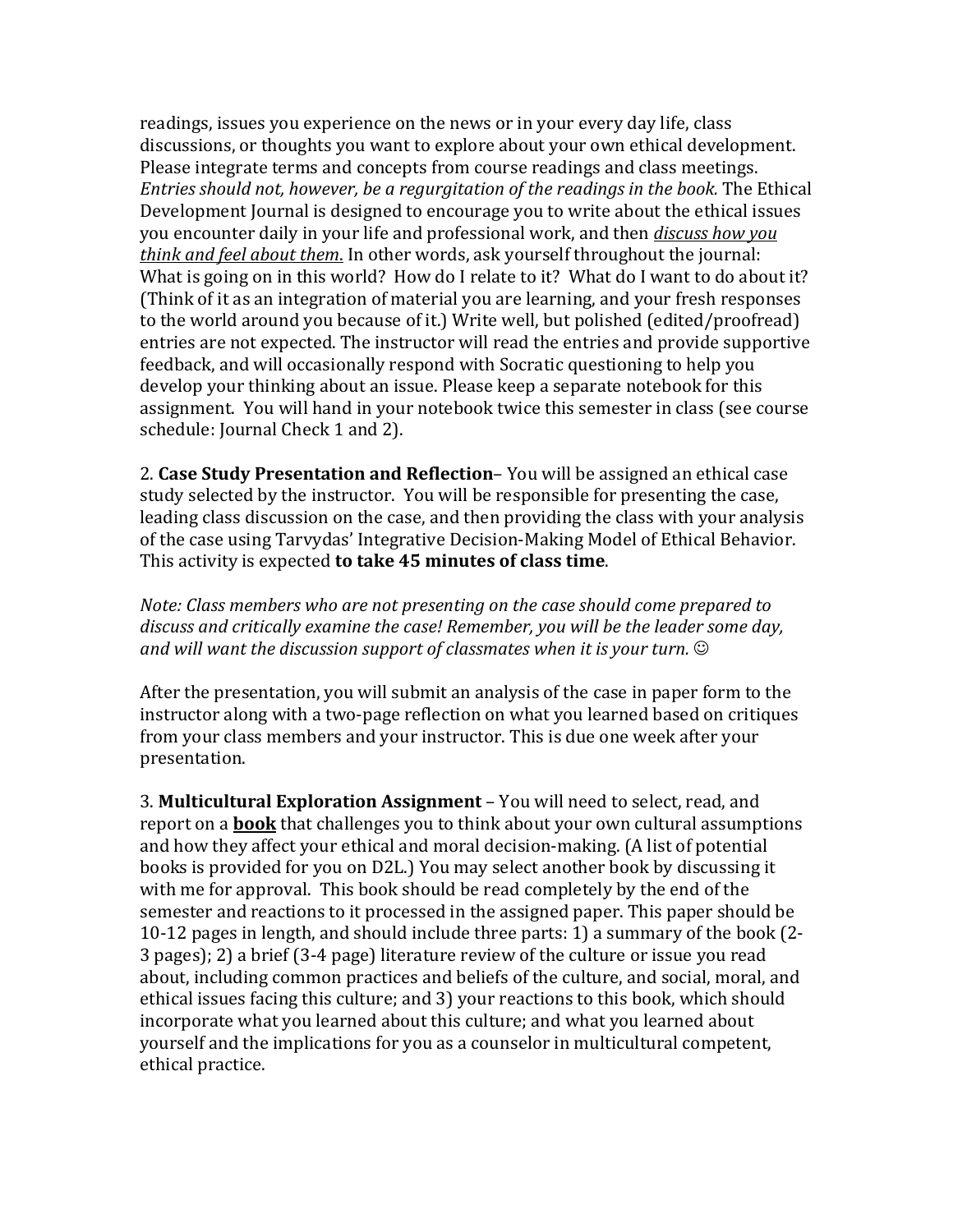readings, issues you experience on the news or in your every day life, class discussions, or thoughts you want to explore about your own ethical development. Please integrate terms and concepts from course readings and class meetings. *Entries should not, however, be a regurgitation of the readings in the book.* The Ethical Development Journal is designed to encourage you to write about the ethical issues you encounter daily in your life and professional work, and then *discuss how you think and feel about them.* In other words, ask yourself throughout the journal: What is going on in this world? How do I relate to it? What do I want to do about it? (Think of it as an integration of material you are learning, and your fresh responses to the world around you because of it.) Write well, but polished (edited/proofread) entries are not expected. The instructor will read the entries and provide supportive feedback, and will occasionally respond with Socratic questioning to help you develop your thinking about an issue. Please keep a separate notebook for this assignment. You will hand in your notebook twice this semester in class (see course schedule: Journal Check 1 and 2).

2. **Case Study Presentation and Reflection**– You will be assigned an ethical case study selected by the instructor. You will be responsible for presenting the case, leading class discussion on the case, and then providing the class with your analysis of the case using Tarvydas' Integrative Decision-Making Model of Ethical Behavior. This activity is expected **to take 45 minutes of class time**.

*Note: Class members who are not presenting on the case should come prepared to discuss and critically examine the case! Remember, you will be the leader some day, and will want the discussion support of classmates when it is your turn.* ☺

After the presentation, you will submit an analysis of the case in paper form to the instructor along with a two-page reflection on what you learned based on critiques from your class members and your instructor. This is due one week after your presentation.

3. **Multicultural Exploration Assignment** – You will need to select, read, and report on a **book** that challenges you to think about your own cultural assumptions and how they affect your ethical and moral decision-making. (A list of potential books is provided for you on D2L.) You may select another book by discussing it with me for approval. This book should be read completely by the end of the semester and reactions to it processed in the assigned paper. This paper should be 10-12 pages in length, and should include three parts: 1) a summary of the book (2-3 pages); 2) a brief (3-4 page) literature review of the culture or issue you read about, including common practices and beliefs of the culture, and social, moral, and ethical issues facing this culture; and 3) your reactions to this book, which should incorporate what you learned about this culture; and what you learned about yourself and the implications for you as a counselor in multicultural competent, ethical practice.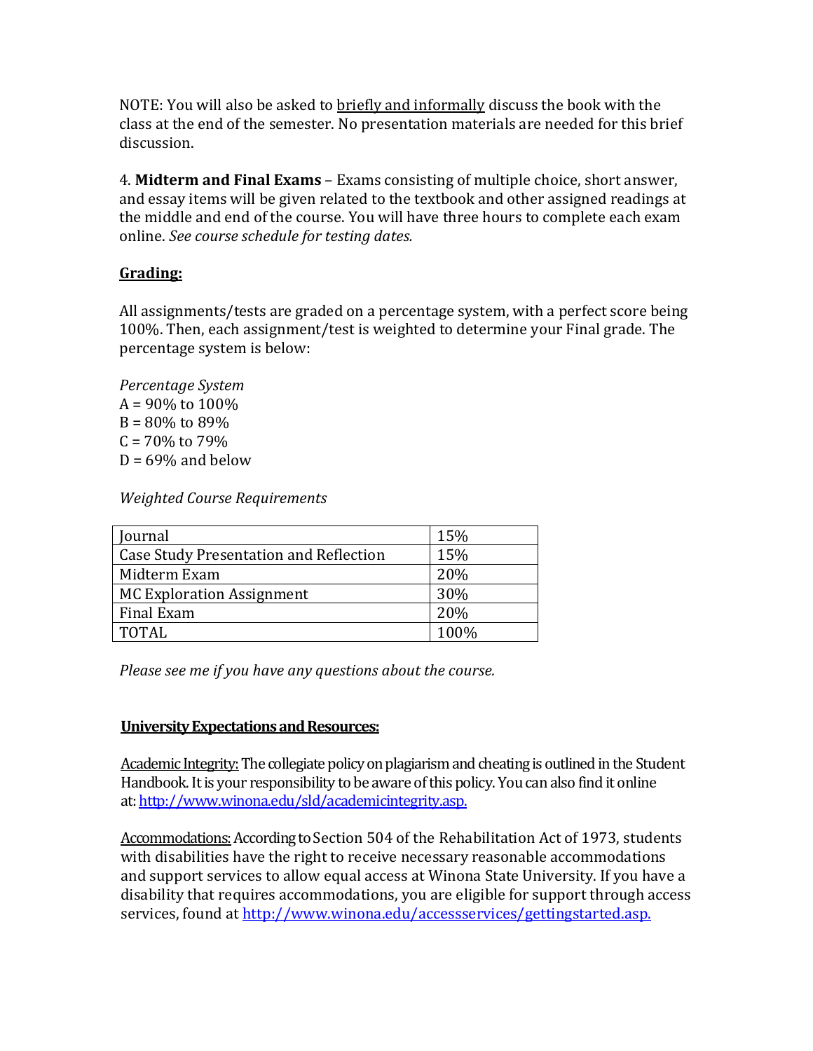NOTE: You will also be asked to briefly and informally discuss the book with the class at the end of the semester. No presentation materials are needed for this brief discussion.

4. **Midterm and Final Exams** – Exams consisting of multiple choice, short answer, and essay items will be given related to the textbook and other assigned readings at the middle and end of the course. You will have three hours to complete each exam online. *See course schedule for testing dates.*

## Grading:

All assignments/tests are graded on a percentage system, with a perfect score being 100%. Then, each assignment/test is weighted to determine your Final grade. The percentage system is below:

*Percentage System*
A = 90% to 100%
B = 80% to 89%
C = 70% to 79%
D = 69% and below

*Weighted Course Requirements*

| Journal | 15% |
|---|---|
| Case Study Presentation and Reflection | 15% |
| Midterm Exam | 20% |
| MC Exploration Assignment | 30% |
| Final Exam | 20% |
| TOTAL | 100% |

*Please see me if you have any questions about the course.*

## University Expectations and Resources:

Academic Integrity: The collegiate policy on plagiarism and cheating is outlined in the Student Handbook. It is your responsibility to be aware of this policy. You can also find it online at: http://www.winona.edu/sld/academicintegrity.asp.

Accommodations: According to Section 504 of the Rehabilitation Act of 1973, students with disabilities have the right to receive necessary reasonable accommodations and support services to allow equal access at Winona State University. If you have a disability that requires accommodations, you are eligible for support through access services, found at http://www.winona.edu/accessservices/gettingstarted.asp.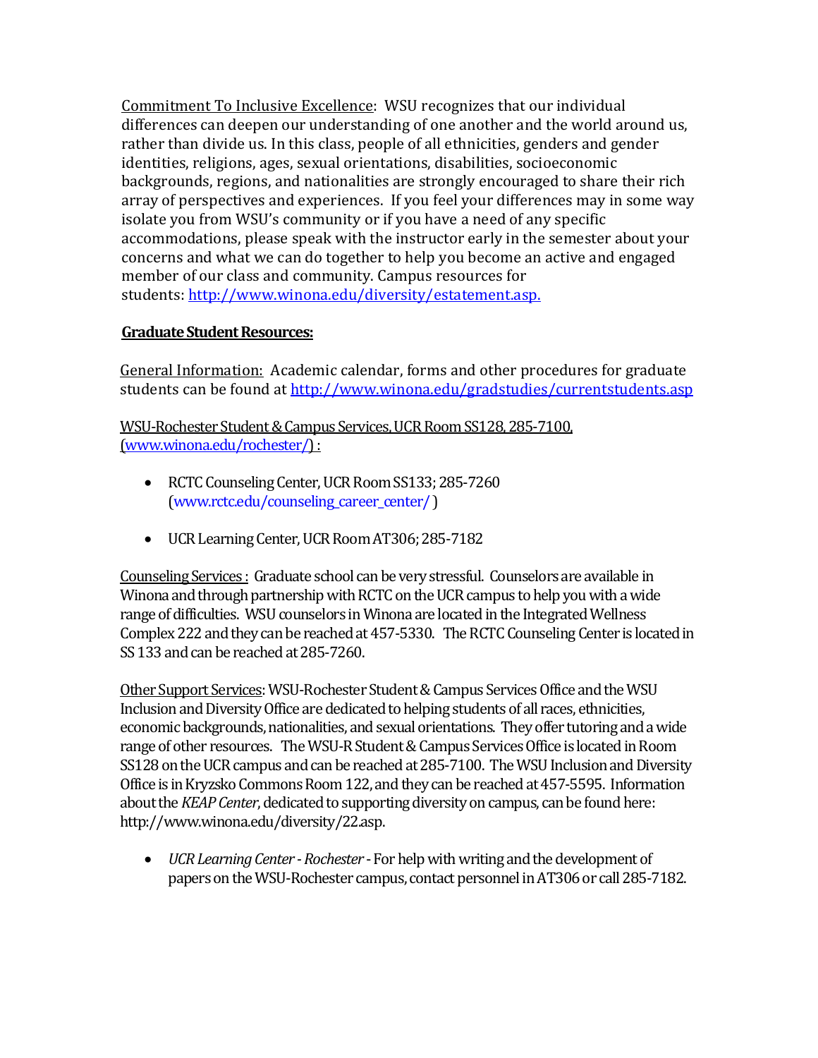Commitment To Inclusive Excellence: WSU recognizes that our individual differences can deepen our understanding of one another and the world around us, rather than divide us. In this class, people of all ethnicities, genders and gender identities, religions, ages, sexual orientations, disabilities, socioeconomic backgrounds, regions, and nationalities are strongly encouraged to share their rich array of perspectives and experiences. If you feel your differences may in some way isolate you from WSU's community or if you have a need of any specific accommodations, please speak with the instructor early in the semester about your concerns and what we can do together to help you become an active and engaged member of our class and community. Campus resources for students: [http://www.winona.edu/diversity/estatement.asp.](http://www.winona.edu/diversity/estatement.asp)

**Graduate Student Resources:**

General Information: Academic calendar, forms and other procedures for graduate students can be found at [http://www.winona.edu/gradstudies/currentstudents.asp](http://www.winona.edu/gradstudies/currentstudents.asp)

WSU-Rochester Student & Campus Services, UCR Room SS128, 285-7100, ([www.winona.edu/rochester/](http://www.winona.edu/rochester/)) :

- RCTC Counseling Center, UCR Room SS133; 285-7260 ([www.rctc.edu/counseling_career_center/](http://www.rctc.edu/counseling_career_center/) )
- UCR Learning Center, UCR Room AT306; 285-7182

Counseling Services : Graduate school can be very stressful. Counselors are available in Winona and through partnership with RCTC on the UCR campus to help you with a wide range of difficulties. WSU counselors in Winona are located in the Integrated Wellness Complex 222 and they can be reached at 457-5330. The RCTC Counseling Center is located in SS 133 and can be reached at 285-7260.

Other Support Services: WSU-Rochester Student & Campus Services Office and the WSU Inclusion and Diversity Office are dedicated to helping students of all races, ethnicities, economic backgrounds, nationalities, and sexual orientations. They offer tutoring and a wide range of other resources. The WSU-R Student & Campus Services Office is located in Room SS128 on the UCR campus and can be reached at 285-7100. The WSU Inclusion and Diversity Office is in Kryzsko Commons Room 122, and they can be reached at 457-5595. Information about the *KEAP Center*, dedicated to supporting diversity on campus, can be found here: http://www.winona.edu/diversity/22.asp.

- *UCR Learning Center - Rochester* - For help with writing and the development of papers on the WSU-Rochester campus, contact personnel in AT306 or call 285-7182.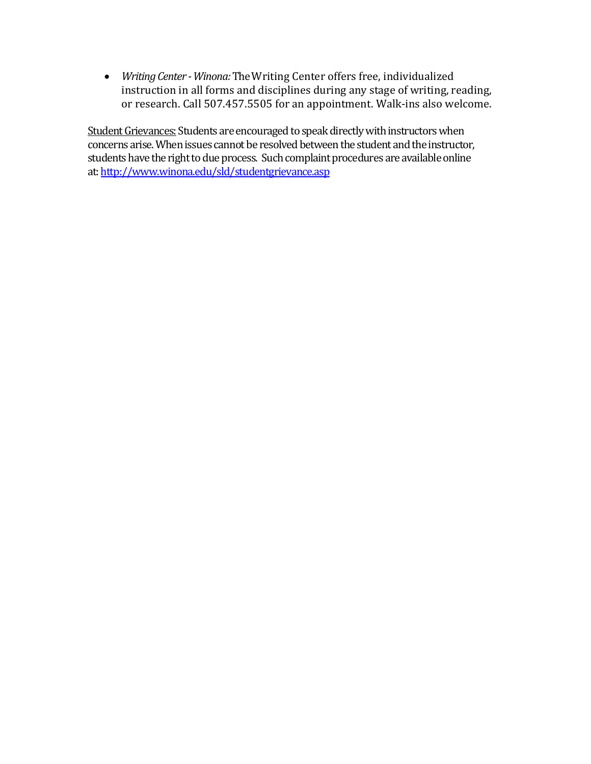- *Writing Center - Winona:* The Writing Center offers free, individualized instruction in all forms and disciplines during any stage of writing, reading, or research. Call 507.457.5505 for an appointment. Walk-ins also welcome.

<u>Student Grievances:</u> Students are encouraged to speak directly with instructors when concerns arise. When issues cannot be resolved between the student and the instructor, students have the right to due process. Such complaint procedures are available online at: [http://www.winona.edu/sld/studentgrievance.asp](http://www.winona.edu/sld/studentgrievance.asp)